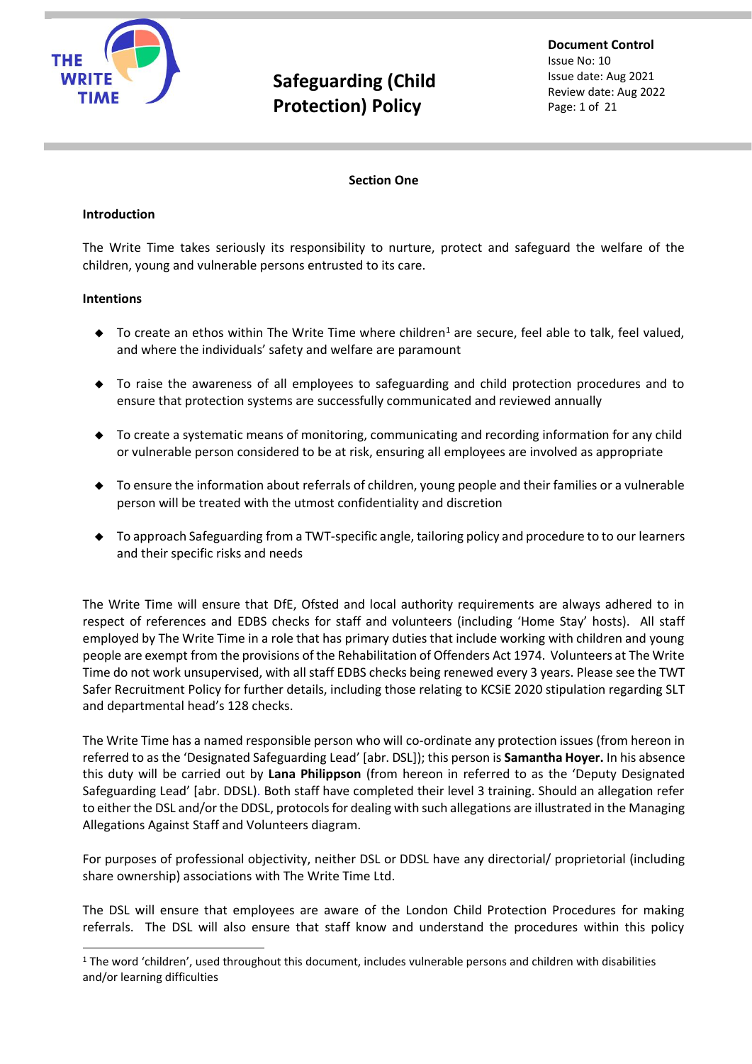# Safeguarding (Child Protection) Policy

**Document Control**
Issue No: 10
Issue date: Aug 2021
Review date: Aug 2022

## Section One

### Introduction

The Write Time takes seriously its responsibility to nurture, protect and safeguard the welfare of the children, young and vulnerable persons entrusted to its care.

### Intentions

- To create an ethos within The Write Time where children[1] are secure, feel able to talk, feel valued, and where the individuals' safety and welfare are paramount
- To raise the awareness of all employees to safeguarding and child protection procedures and to ensure that protection systems are successfully communicated and reviewed annually
- To create a systematic means of monitoring, communicating and recording information for any child or vulnerable person considered to be at risk, ensuring all employees are involved as appropriate
- To ensure the information about referrals of children, young people and their families or a vulnerable person will be treated with the utmost confidentiality and discretion
- To approach Safeguarding from a TWT-specific angle, tailoring policy and procedure to to our learners and their specific risks and needs

The Write Time will ensure that DfE, Ofsted and local authority requirements are always adhered to in respect of references and EDBS checks for staff and volunteers (including 'Home Stay' hosts). All staff employed by The Write Time in a role that has primary duties that include working with children and young people are exempt from the provisions of the Rehabilitation of Offenders Act 1974. Volunteers at The Write Time do not work unsupervised, with all staff EDBS checks being renewed every 3 years. Please see the TWT Safer Recruitment Policy for further details, including those relating to KCSiE 2020 stipulation regarding SLT and departmental head's 128 checks.

The Write Time has a named responsible person who will co-ordinate any protection issues (from hereon in referred to as the 'Designated Safeguarding Lead' [abr. DSL]); this person is **Samantha Hoyer.** In his absence this duty will be carried out by **Lana Philippson** (from hereon in referred to as the 'Deputy Designated Safeguarding Lead' [abr. DDSL). Both staff have completed their level 3 training. Should an allegation refer to either the DSL and/or the DDSL, protocols for dealing with such allegations are illustrated in the Managing Allegations Against Staff and Volunteers diagram.

For purposes of professional objectivity, neither DSL or DDSL have any directorial/ proprietorial (including share ownership) associations with The Write Time Ltd.

The DSL will ensure that employees are aware of the London Child Protection Procedures for making referrals. The DSL will also ensure that staff know and understand the procedures within this policy

---

[1] The word 'children', used throughout this document, includes vulnerable persons and children with disabilities and/or learning difficulties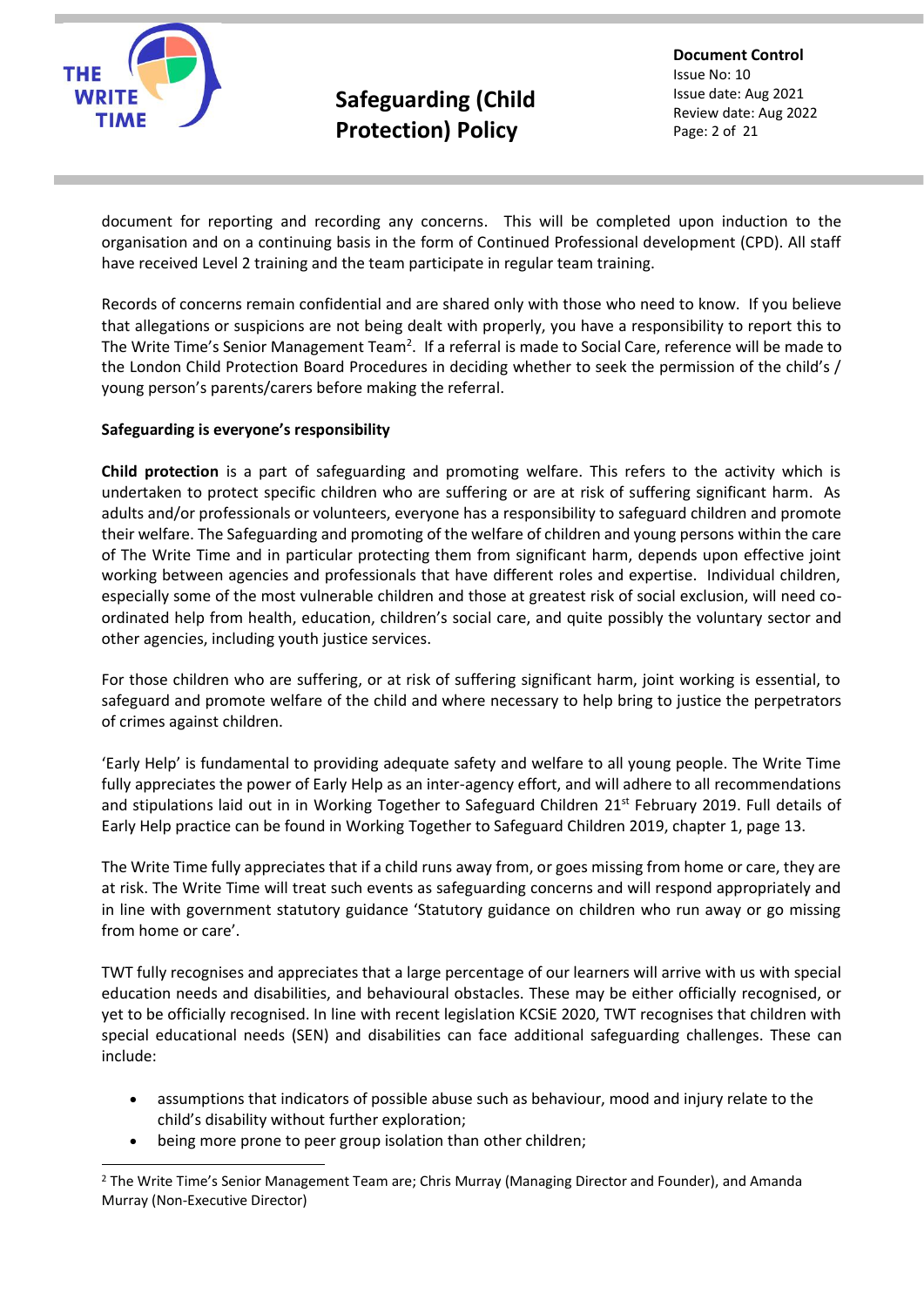document for reporting and recording any concerns. This will be completed upon induction to the organisation and on a continuing basis in the form of Continued Professional development (CPD). All staff have received Level 2 training and the team participate in regular team training.

Records of concerns remain confidential and are shared only with those who need to know. If you believe that allegations or suspicions are not being dealt with properly, you have a responsibility to report this to The Write Time's Senior Management Team[2]. If a referral is made to Social Care, reference will be made to the London Child Protection Board Procedures in deciding whether to seek the permission of the child's / young person's parents/carers before making the referral.

**Safeguarding is everyone's responsibility**

**Child protection** is a part of safeguarding and promoting welfare. This refers to the activity which is undertaken to protect specific children who are suffering or are at risk of suffering significant harm. As adults and/or professionals or volunteers, everyone has a responsibility to safeguard children and promote their welfare. The Safeguarding and promoting of the welfare of children and young persons within the care of The Write Time and in particular protecting them from significant harm, depends upon effective joint working between agencies and professionals that have different roles and expertise. Individual children, especially some of the most vulnerable children and those at greatest risk of social exclusion, will need co-ordinated help from health, education, children's social care, and quite possibly the voluntary sector and other agencies, including youth justice services.

For those children who are suffering, or at risk of suffering significant harm, joint working is essential, to safeguard and promote welfare of the child and where necessary to help bring to justice the perpetrators of crimes against children.

'Early Help' is fundamental to providing adequate safety and welfare to all young people. The Write Time fully appreciates the power of Early Help as an inter-agency effort, and will adhere to all recommendations and stipulations laid out in in Working Together to Safeguard Children 21st February 2019. Full details of Early Help practice can be found in Working Together to Safeguard Children 2019, chapter 1, page 13.

The Write Time fully appreciates that if a child runs away from, or goes missing from home or care, they are at risk. The Write Time will treat such events as safeguarding concerns and will respond appropriately and in line with government statutory guidance 'Statutory guidance on children who run away or go missing from home or care'.

TWT fully recognises and appreciates that a large percentage of our learners will arrive with us with special education needs and disabilities, and behavioural obstacles. These may be either officially recognised, or yet to be officially recognised. In line with recent legislation KCSiE 2020, TWT recognises that children with special educational needs (SEN) and disabilities can face additional safeguarding challenges. These can include:

- assumptions that indicators of possible abuse such behaviour, mood and injury relate to the child's disability without further exploration;
- being more prone to peer group isolation than other children;

---

[2] The Write Time's Senior Management Team are; Chris Murray (Managing Director and Founder), and Amanda Murray (Non-Executive Director)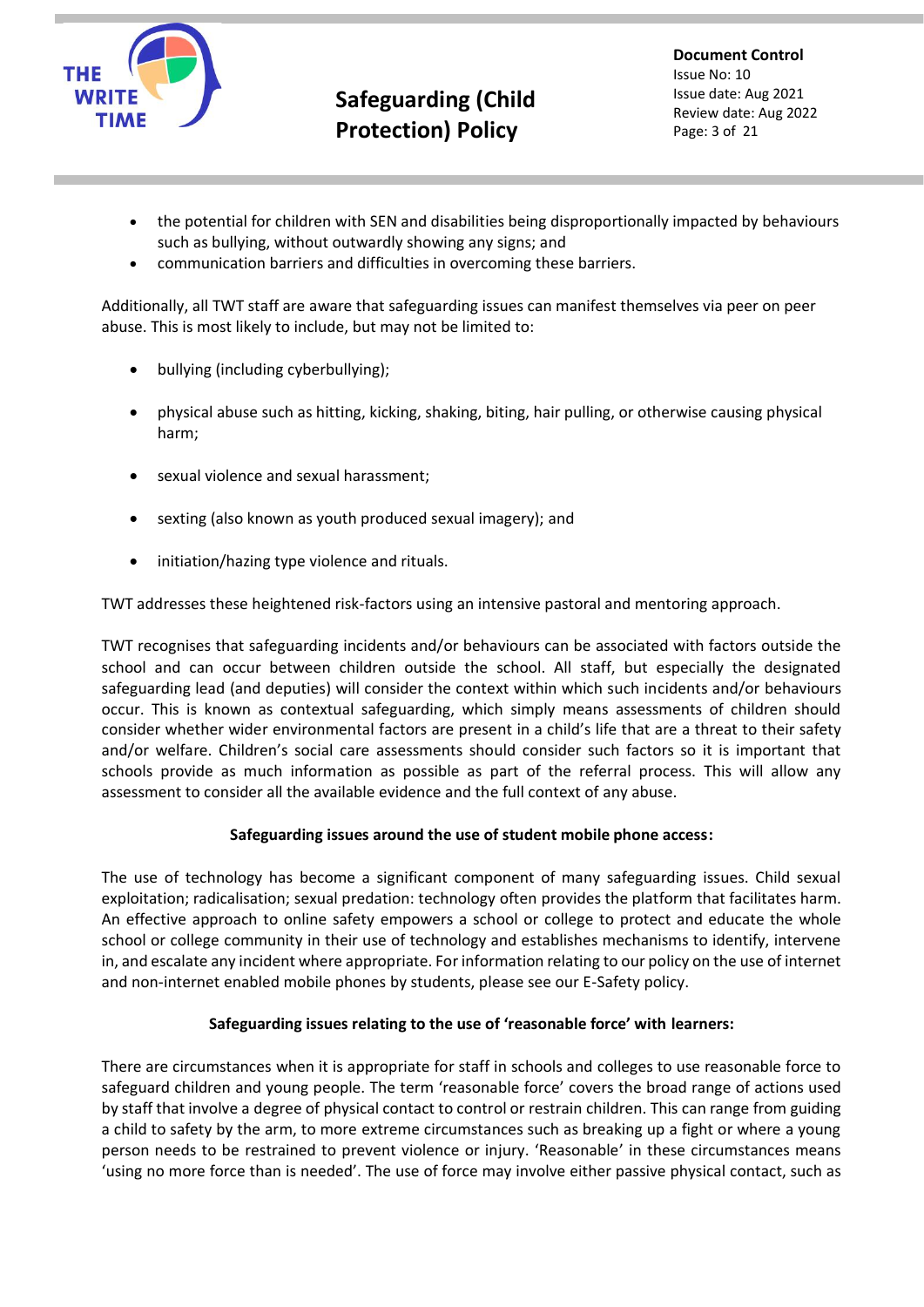- the potential for children with SEN and disabilities being disproportionally impacted by behaviours such as bullying, without outwardly showing any signs; and
- communication barriers and difficulties in overcoming these barriers.

Additionally, all TWT staff are aware that safeguarding issues can manifest themselves via peer on peer abuse. This is most likely to include, but may not be limited to:

- bullying (including cyberbullying);
- physical abuse such as hitting, kicking, shaking, biting, hair pulling, or otherwise causing physical harm;
- sexual violence and sexual harassment;
- sexting (also known as youth produced sexual imagery); and
- initiation/hazing type violence and rituals.

TWT addresses these heightened risk-factors using an intensive pastoral and mentoring approach.

TWT recognises that safeguarding incidents and/or behaviours can be associated with factors outside the school and can occur between children outside the school. All staff, but especially the designated safeguarding lead (and deputies) will consider the context within which such incidents and/or behaviours occur. This is known as contextual safeguarding, which simply means assessments of children should consider whether wider environmental factors are present in a child's life that are a threat to their safety and/or welfare. Children's social care assessments should consider such factors so it is important that schools provide as much information as possible as part of the referral process. This will allow any assessment to consider all the available evidence and the full context of any abuse.

**Safeguarding issues around the use of student mobile phone access:**

The use of technology has become a significant component of many safeguarding issues. Child sexual exploitation; radicalisation; sexual predation: technology often provides the platform that facilitates harm. An effective approach to online safety empowers a school or college to protect and educate the whole school or college community in their use of technology and establishes mechanisms to identify, intervene in, and escalate any incident where appropriate. For information relating to our policy on the use of internet and non-internet enabled mobile phones by students, please see our E-Safety policy.

**Safeguarding issues relating to the use of 'reasonable force' with learners:**

There are circumstances when it is appropriate for staff in schools and colleges to use reasonable force to safeguard children and young people. The term 'reasonable force' covers the broad range of actions used by staff that involve a degree of physical contact to control or restrain children. This can range from guiding a child to safety by the arm, to more extreme circumstances such as breaking up a fight or where a young person needs to be restrained to prevent violence or injury. 'Reasonable' in these circumstances means 'using no more force than is needed'. The use of force may involve either passive physical contact, such as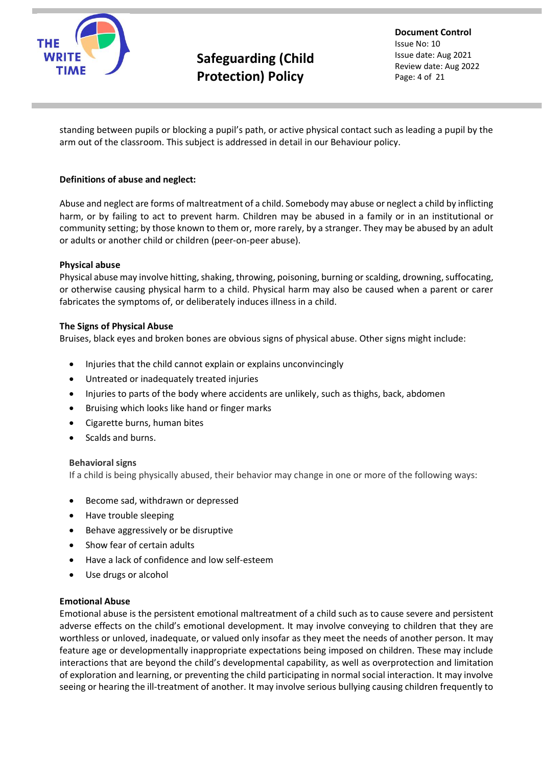standing between pupils or blocking a pupil's path, or active physical contact such as leading a pupil by the arm out of the classroom. This subject is addressed in detail in our Behaviour policy.

**Definitions of abuse and neglect:**

Abuse and neglect are forms of maltreatment of a child. Somebody may abuse or neglect a child by inflicting harm, or by failing to act to prevent harm. Children may be abused in a family or in an institutional or community setting; by those known to them or, more rarely, by a stranger. They may be abused by an adult or adults or another child or children (peer-on-peer abuse).

**Physical abuse**

Physical abuse may involve hitting, shaking, throwing, poisoning, burning or scalding, drowning, suffocating, or otherwise causing physical harm to a child. Physical harm may also be caused when a parent or carer fabricates the symptoms of, or deliberately induces illness in a child.

**The Signs of Physical Abuse**

Bruises, black eyes and broken bones are obvious signs of physical abuse. Other signs might include:

- Injuries that the child cannot explain or explains unconvincingly
- Untreated or inadequately treated injuries
- Injuries to parts of the body where accidents are unlikely, such as thighs, back, abdomen
- Bruising which looks like hand or finger marks
- Cigarette burns, human bites
- Scalds and burns.

**Behavioral signs**

If a child is being physically abused, their behavior may change in one or more of the following ways:

- Become sad, withdrawn or depressed
- Have trouble sleeping
- Behave aggressively or be disruptive
- Show fear of certain adults
- Have a lack of confidence and low self-esteem
- Use drugs or alcohol

**Emotional Abuse**

Emotional abuse is the persistent emotional maltreatment of a child such as to cause severe and persistent adverse effects on the child's emotional development. It may involve conveying to children that they are worthless or unloved, inadequate, or valued only insofar as they meet the needs of another person. It may feature age or developmentally inappropriate expectations being imposed on children. These may include interactions that are beyond the child's developmental capability, as well as overprotection and limitation of exploration and learning, or preventing the child participating in normal social interaction. It may involve seeing or hearing the ill-treatment of another. It may involve serious bullying causing children frequently to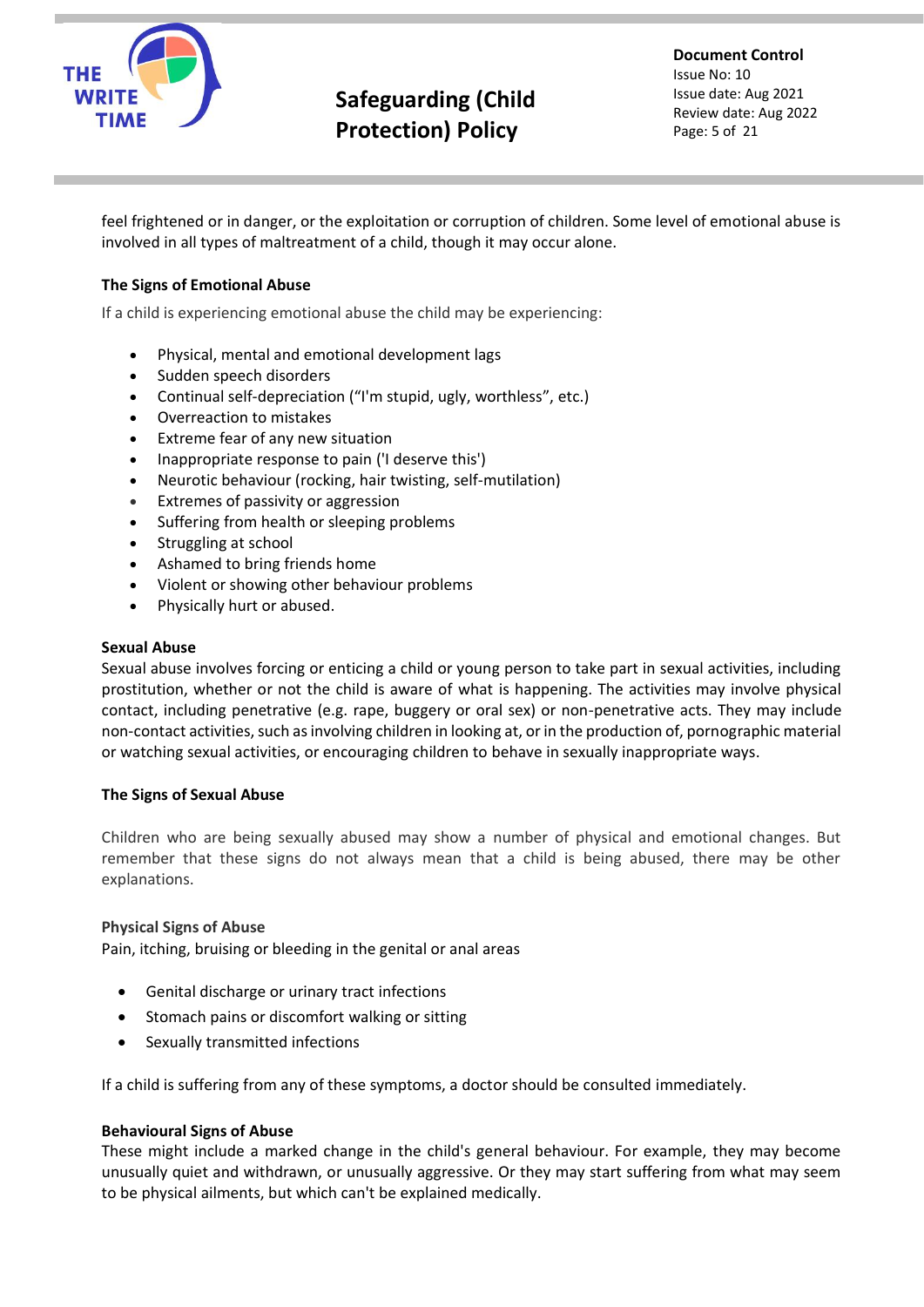feel frightened or in danger, or the exploitation or corruption of children. Some level of emotional abuse is involved in all types of maltreatment of a child, though it may occur alone.

**The Signs of Emotional Abuse**

If a child is experiencing emotional abuse the child may be experiencing:

- Physical, mental and emotional development lags
- Sudden speech disorders
- Continual self-depreciation ("I'm stupid, ugly, worthless", etc.)
- Overreaction to mistakes
- Extreme fear of any new situation
- Inappropriate response to pain ('I deserve this')
- Neurotic behaviour (rocking, hair twisting, self-mutilation)
- Extremes of passivity or aggression
- Suffering from health or sleeping problems
- Struggling at school
- Ashamed to bring friends home
- Violent or showing other behaviour problems
- Physically hurt or abused.

**Sexual Abuse**

Sexual abuse involves forcing or enticing a child or young person to take part in sexual activities, including prostitution, whether or not the child is aware of what is happening. The activities may involve physical contact, including penetrative (e.g. rape, buggery or oral sex) or non-penetrative acts. They may include non-contact activities, such as involving children in looking at, or in the production of, pornographic material or watching sexual activities, or encouraging children to behave in sexually inappropriate ways.

**The Signs of Sexual Abuse**

Children who are being sexually abused may show a number of physical and emotional changes. But remember that these signs do not always mean that a child is being abused, there may be other explanations.

**Physical Signs of Abuse**

Pain, itching, bruising or bleeding in the genital or anal areas

- Genital discharge or urinary tract infections
- Stomach pains or discomfort walking or sitting
- Sexually transmitted infections

If a child is suffering from any of these symptoms, a doctor should be consulted immediately.

**Behavioural Signs of Abuse**

These might include a marked change in the child's general behaviour. For example, they may become unusually quiet and withdrawn, or unusually aggressive. Or they may start suffering from what may seem to be physical ailments, but which can't be explained medically.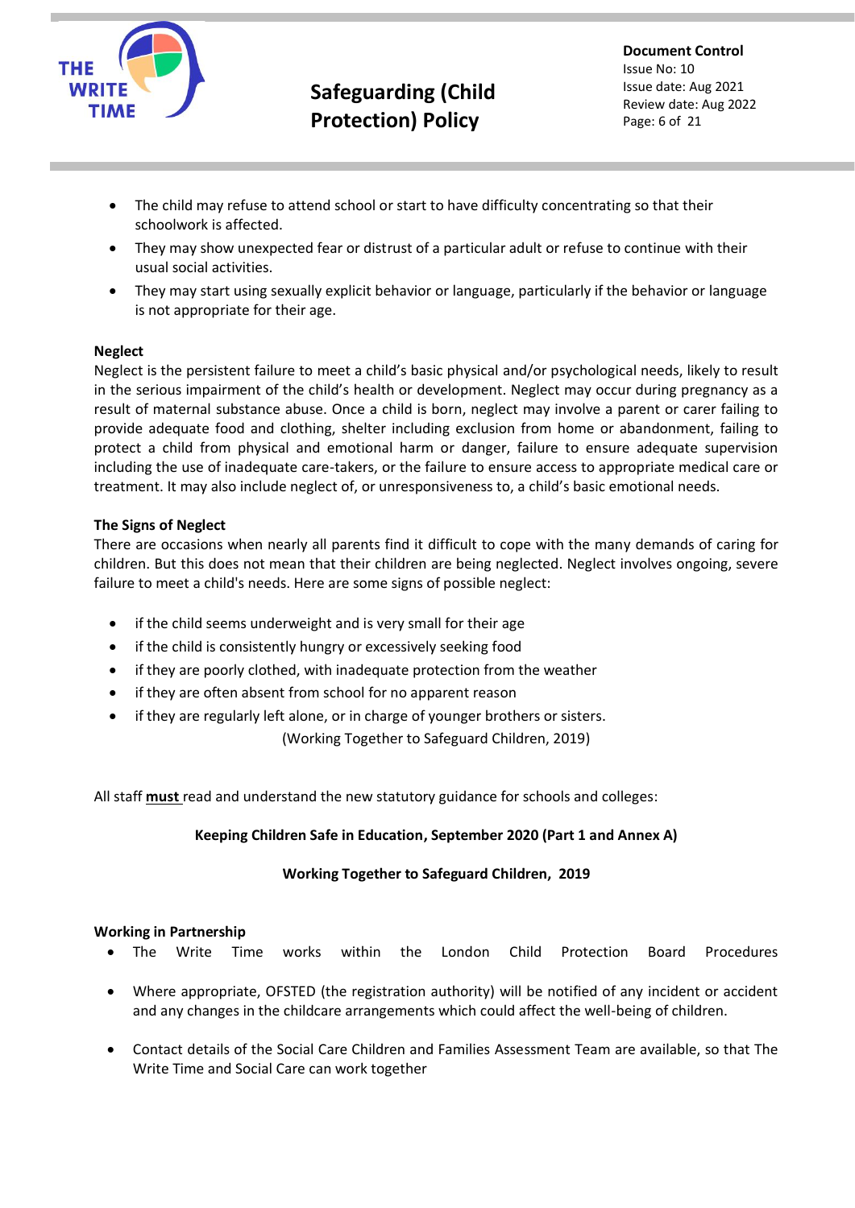- The child may refuse to attend school or start to have difficulty concentrating so that their schoolwork is affected.
- They may show unexpected fear or distrust of a particular adult or refuse to continue with their usual social activities.
- They may start using sexually explicit behavior or language, particularly if the behavior or language is not appropriate for their age.

**Neglect**

Neglect is the persistent failure to meet a child's basic physical and/or psychological needs, likely to result in the serious impairment of the child's health or development. Neglect may occur during pregnancy as a result of maternal substance abuse. Once a child is born, neglect may involve a parent or carer failing to provide adequate food and clothing, shelter including exclusion from home or abandonment, failing to protect a child from physical and emotional harm or danger, failure to ensure adequate supervision including the use of inadequate care-takers, or the failure to ensure access to appropriate medical care or treatment. It may also include neglect of, or unresponsiveness to, a child's basic emotional needs.

**The Signs of Neglect**

There are occasions when nearly all parents find it difficult to cope with the many demands of caring for children. But this does not mean that their children are being neglected. Neglect involves ongoing, severe failure to meet a child's needs. Here are some signs of possible neglect:

- if the child seems underweight and is very small for their age
- if the child is consistently hungry or excessively seeking food
- if they are poorly clothed, with inadequate protection from the weather
- if they are often absent from school for no apparent reason
- if they are regularly left alone, or in charge of younger brothers or sisters.

(Working Together to Safeguard Children, 2019)

All staff **must** read and understand the new statutory guidance for schools and colleges:

**Keeping Children Safe in Education, September 2020 (Part 1 and Annex A)**

**Working Together to Safeguard Children, 2019**

**Working in Partnership**

- The Write Time works within the London Child Protection Board Procedures
- Where appropriate, OFSTED (the registration authority) will be notified of any incident or accident and any changes in the childcare arrangements which could affect the well-being of children.
- Contact details of the Social Care Children and Families Assessment Team are available, so that The Write Time and Social Care can work together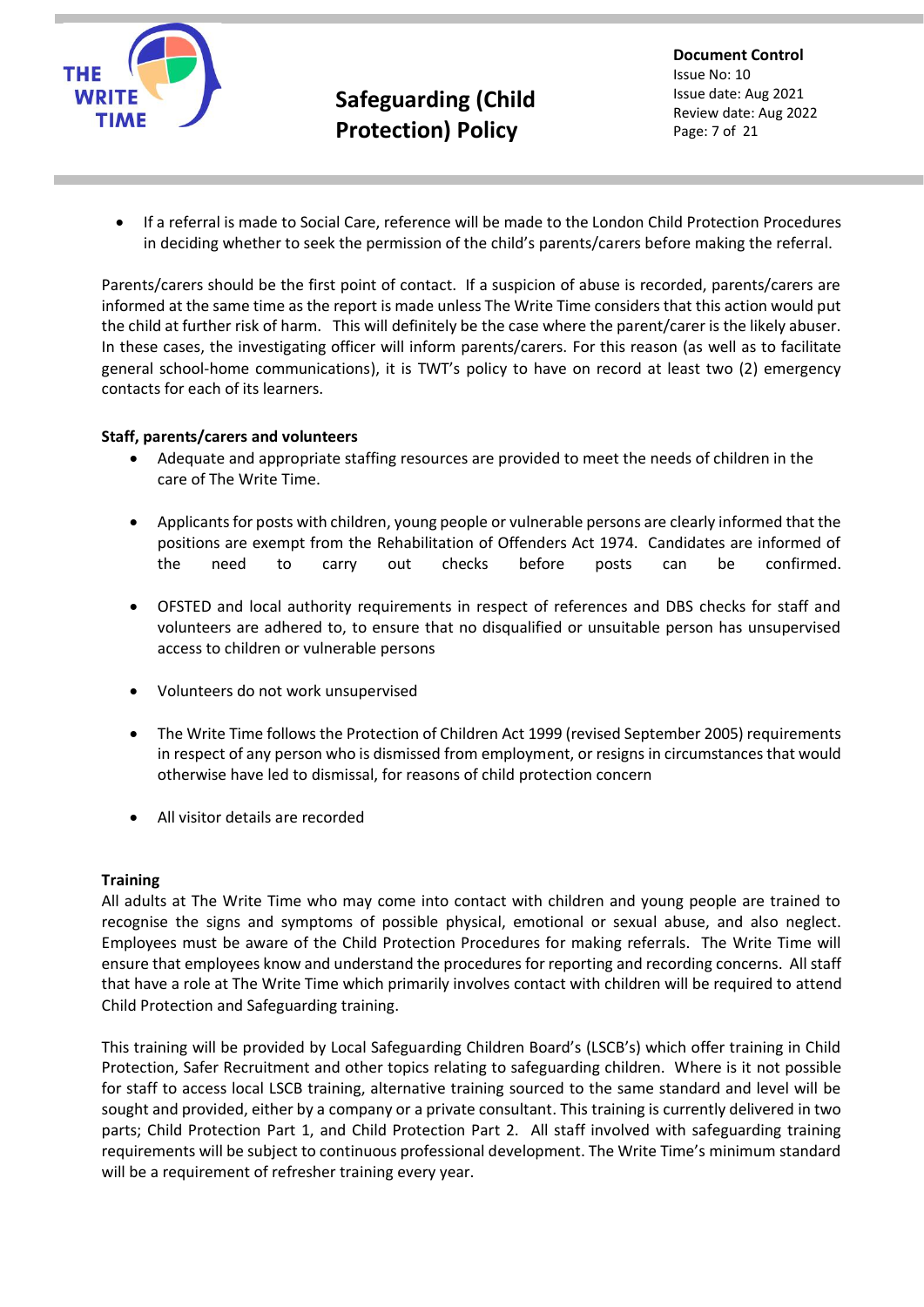- If a referral is made to Social Care, reference will be made to the London Child Protection Procedures in deciding whether to seek the permission of the child's parents/carers before making the referral.

Parents/carers should be the first point of contact. If a suspicion of abuse is recorded, parents/carers are informed at the same time as the report is made unless The Write Time considers that this action would put the child at further risk of harm. This will definitely be the case where the parent/carer is the likely abuser. In these cases, the investigating officer will inform parents/carers. For this reason (as well as to facilitate general school-home communications), it is TWT's policy to have on record at least two (2) emergency contacts for each of its learners.

**Staff, parents/carers and volunteers**

- Adequate and appropriate staffing resources are provided to meet the needs of children in the care of The Write Time.
- Applicants for posts with children, young people or vulnerable persons are clearly informed that the positions are exempt from the Rehabilitation of Offenders Act 1974. Candidates are informed of the need to carry out checks before posts can be confirmed.
- OFSTED and local authority requirements in respect of references and DBS checks for staff and volunteers are adhered to, to ensure that no disqualified or unsuitable person has unsupervised access to children or vulnerable persons
- Volunteers do not work unsupervised
- The Write Time follows the Protection of Children Act 1999 (revised September 2005) requirements in respect of any person who is dismissed from employment, or resigns in circumstances that would otherwise have led to dismissal, for reasons of child protection concern
- All visitor details are recorded

**Training**

All adults at The Write Time who may come into contact with children and young people are trained to recognise the signs and symptoms of possible physical, emotional or sexual abuse, and also neglect. Employees must be aware of the Child Protection Procedures for making referrals. The Write Time will ensure that employees know and understand the procedures for reporting and recording concerns. All staff that have a role at The Write Time which primarily involves contact with children will be required to attend Child Protection and Safeguarding training.

This training will be provided by Local Safeguarding Children Board's (LSCB's) which offer training in Child Protection, Safer Recruitment and other topics relating to safeguarding children. Where is it not possible for staff to access local LSCB training, alternative training sourced to the same standard and level will be sought and provided, either by a company or a private consultant. This training is currently delivered in two parts; Child Protection Part 1, and Child Protection Part 2. All staff involved with safeguarding training requirements will be subject to continuous professional development. The Write Time's minimum standard will be a requirement of refresher training every year.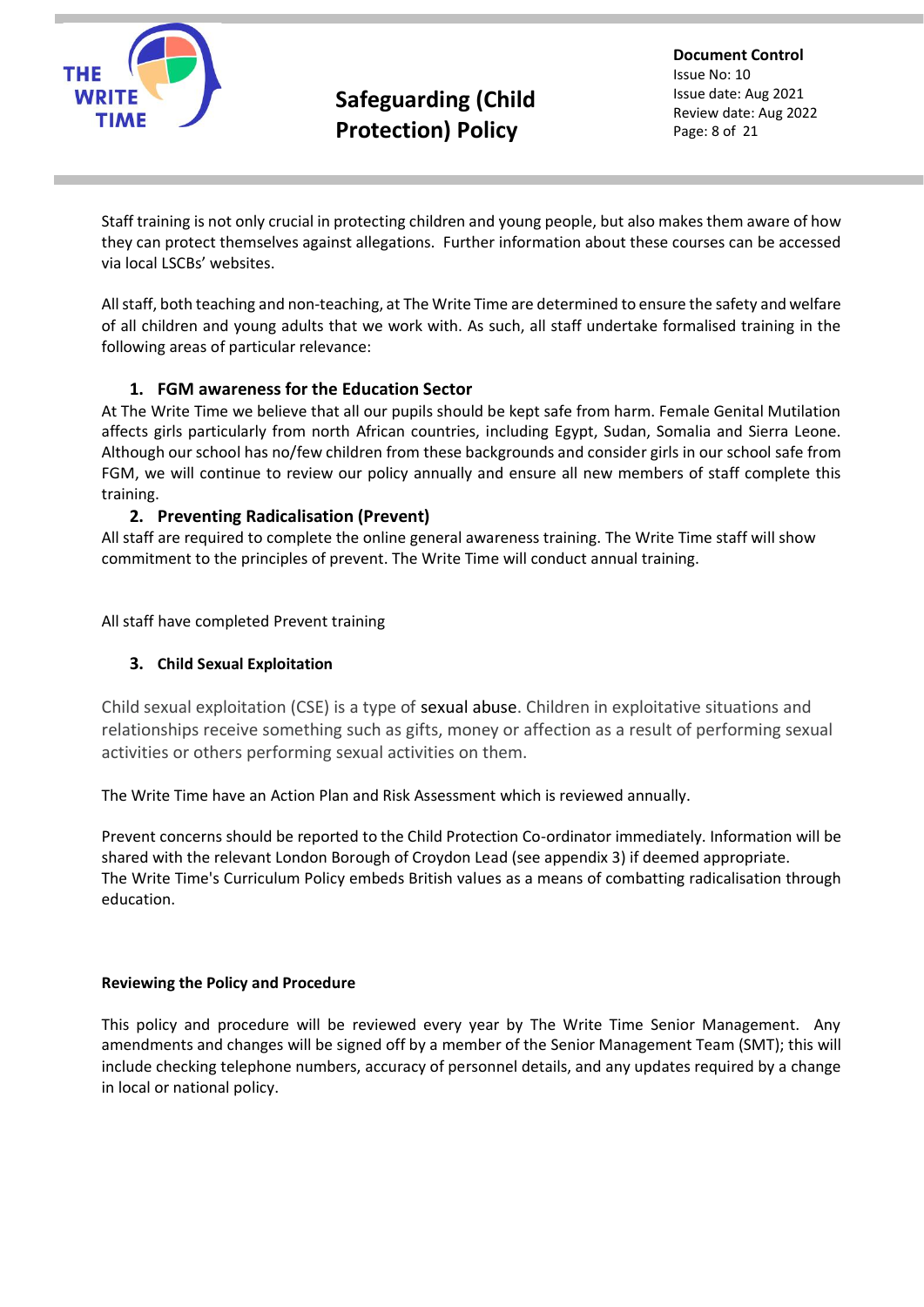Staff training is not only crucial in protecting children and young people, but also makes them aware of how they can protect themselves against allegations. Further information about these courses can be accessed via local LSCBs' websites.

All staff, both teaching and non-teaching, at The Write Time are determined to ensure the safety and welfare of all children and young adults that we work with. As such, all staff undertake formalised training in the following areas of particular relevance:

1. **FGM awareness for the Education Sector**

At The Write Time we believe that all our pupils should be kept safe from harm. Female Genital Mutilation affects girls particularly from north African countries, including Egypt, Sudan, Somalia and Sierra Leone. Although our school has no/few children from these backgrounds and consider girls in our school safe from FGM, we will continue to review our policy annually and ensure all new members of staff complete this training.

2. **Preventing Radicalisation (Prevent)**

All staff are required to complete the online general awareness training. The Write Time staff will show commitment to the principles of prevent. The Write Time will conduct annual training.

All staff have completed Prevent training

3. **Child Sexual Exploitation**

Child sexual exploitation (CSE) is a type of sexual abuse. Children in exploitative situations and relationships receive something such as gifts, money or affection as a result of performing sexual activities or others performing sexual activities on them.

The Write Time have an Action Plan and Risk Assessment which is reviewed annually.

Prevent concerns should be reported to the Child Protection Co-ordinator immediately. Information will be shared with the relevant London Borough of Croydon Lead (see appendix 3) if deemed appropriate.
The Write Time's Curriculum Policy embeds British values as a means of combatting radicalisation through education.

**Reviewing the Policy and Procedure**

This policy and procedure will be reviewed every year by The Write Time Senior Management. Any amendments and changes will be signed off by a member of the Senior Management Team (SMT); this will include checking telephone numbers, accuracy of personnel details, and any updates required by a change in local or national policy.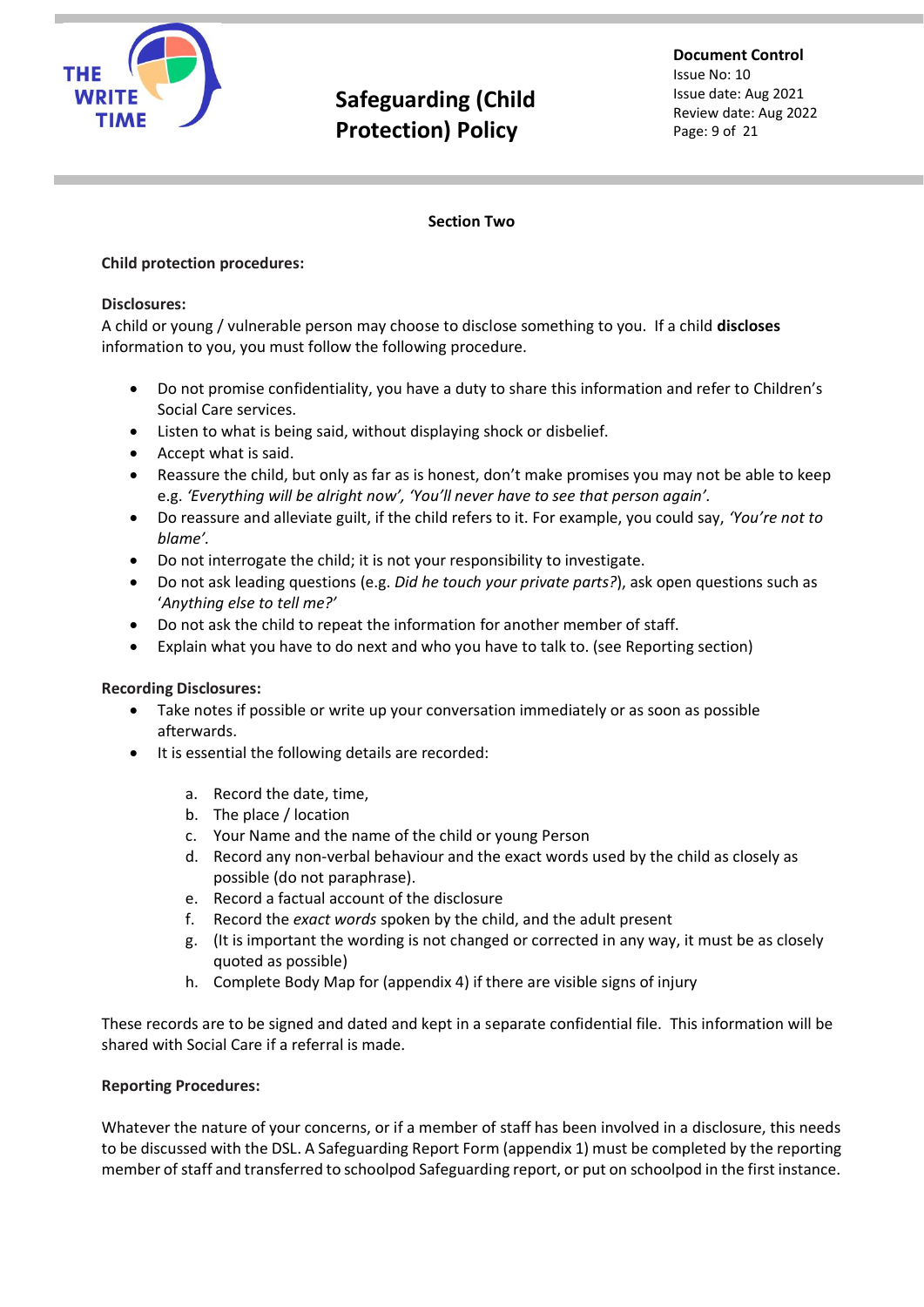**Section Two**

**Child protection procedures:**

**Disclosures:**

A child or young / vulnerable person may choose to disclose something to you. If a child **discloses** information to you, you must follow the following procedure.

- Do not promise confidentiality, you have a duty to share this information and refer to Children's Social Care services.
- Listen to what is being said, without displaying shock or disbelief.
- Accept what is said.
- Reassure the child, but only as far as is honest, don't make promises you may not be able to keep e.g. *'Everything will be alright now', 'You'll never have to see that person again'.*
- Do reassure and alleviate guilt, if the child refers to it. For example, you could say, *'You're not to blame'.*
- Do not interrogate the child; it is not your responsibility to investigate.
- Do not ask leading questions (e.g. *Did he touch your private parts?*), ask open questions such as '*Anything else to tell me?'*
- Do not ask the child to repeat the information for another member of staff.
- Explain what you have to do next and who you have to talk to. (see Reporting section)

**Recording Disclosures:**

- Take notes if possible or write up your conversation immediately or as soon as possible afterwards.
- It is essential the following details are recorded:

   a. Record the date, time,
   b. The place / location
   c. Your Name and the name of the child or young Person
   d. Record any non-verbal behaviour and the exact words used by the child as closely as possible (do not paraphrase).
   e. Record a factual account of the disclosure
   f. Record the *exact words* spoken by the child, and the adult present
   g. (It is important the wording is not changed or corrected in any way, it must be as closely quoted as possible)
   h. Complete Body Map for (appendix 4) if there are visible signs of injury

These records are to be signed and dated and kept in a separate confidential file. This information will be shared with Social Care if a referral is made.

**Reporting Procedures:**

Whatever the nature of your concerns, or if a member of staff has been involved in a disclosure, this needs to be discussed with the DSL. A Safeguarding Report Form (appendix 1) must be completed by the reporting member of staff and transferred to schoolpod Safeguarding report, or put on schoolpod in the first instance.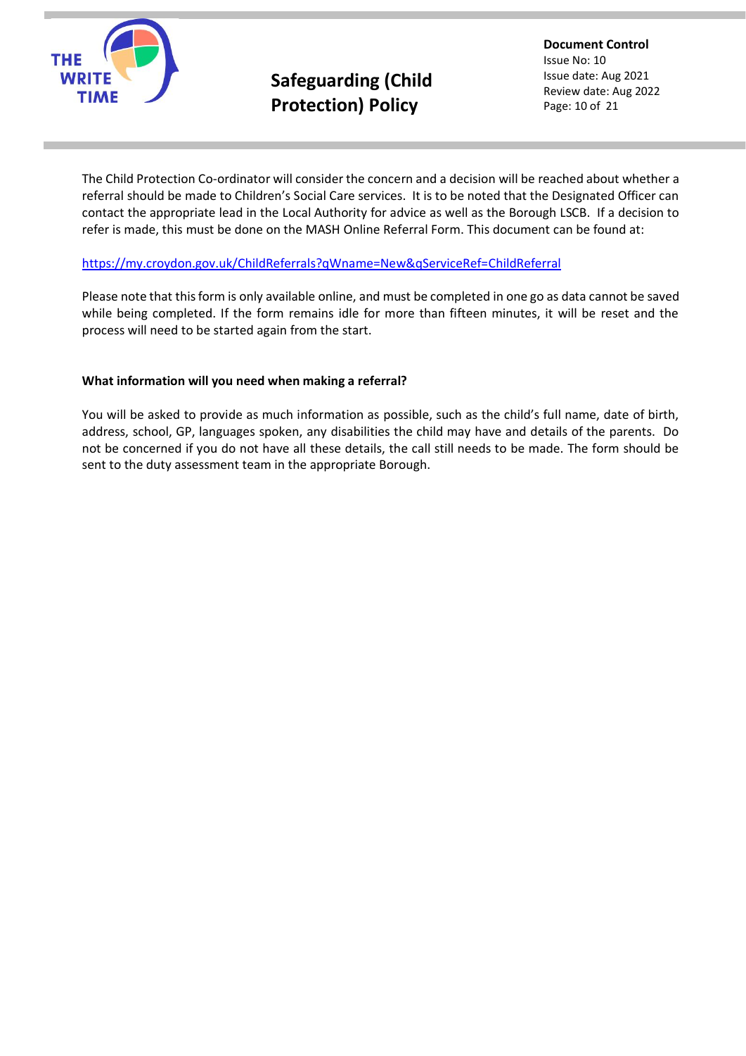The Child Protection Co-ordinator will consider the concern and a decision will be reached about whether a referral should be made to Children's Social Care services. It is to be noted that the Designated Officer can contact the appropriate lead in the Local Authority for advice as well as the Borough LSCB. If a decision to refer is made, this must be done on the MASH Online Referral Form. This document can be found at:

https://my.croydon.gov.uk/ChildReferrals?qWname=New&qServiceRef=ChildReferral

Please note that this form is only available online, and must be completed in one go as data cannot be saved while being completed. If the form remains idle for more than fifteen minutes, it will be reset and the process will need to be started again from the start.

**What information will you need when making a referral?**

You will be asked to provide as much information as possible, such as the child's full name, date of birth, address, school, GP, languages spoken, any disabilities the child may have and details of the parents. Do not be concerned if you do not have all these details, the call still needs to be made. The form should be sent to the duty assessment team in the appropriate Borough.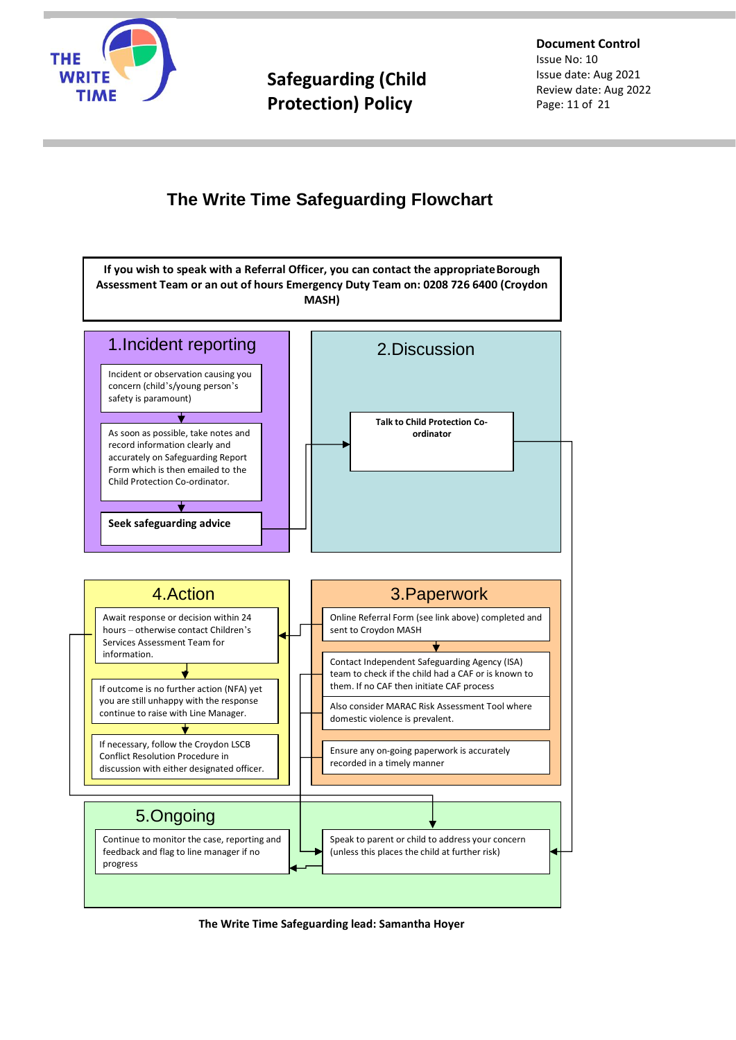# The Write Time Safeguarding Flowchart

**If you wish to speak with a Referral Officer, you can contact the appropriate Borough Assessment Team or an out of hours Emergency Duty Team on: 0208 726 6400 (Croydon MASH)**

## 1. Incident reporting

- Incident or observation causing you concern (child's/young person's safety is paramount)
- As soon as possible, take notes and record information clearly and accurately on Safeguarding Report Form which is then emailed to the Child Protection Co-ordinator.
- **Seek safeguarding advice**

## 2. Discussion

- **Talk to Child Protection Co-ordinator**

## 3. Paperwork

- Online Referral Form (see link above) completed and sent to Croydon MASH
- Contact Independent Safeguarding Agency (ISA) team to check if the child had a CAF or is known to them. If no CAF then initiate CAF process
- Also consider MARAC Risk Assessment Tool where domestic violence is prevalent.
- Ensure any on-going paperwork is accurately recorded in a timely manner

## 4. Action

- Await response or decision within 24 hours – otherwise contact Children's Services Assessment Team for information.
- If outcome is no further action (NFA) yet you are still unhappy with the response continue to raise with Line Manager.
- If necessary, follow the Croydon LSCB Conflict Resolution Procedure in discussion with either designated officer.

## 5. Ongoing

- Speak to parent or child to address your concern (unless this places the child at further risk)
- Continue to monitor the case, reporting and feedback and flag to line manager if no progress

**The Write Time Safeguarding lead: Samantha Hoyer**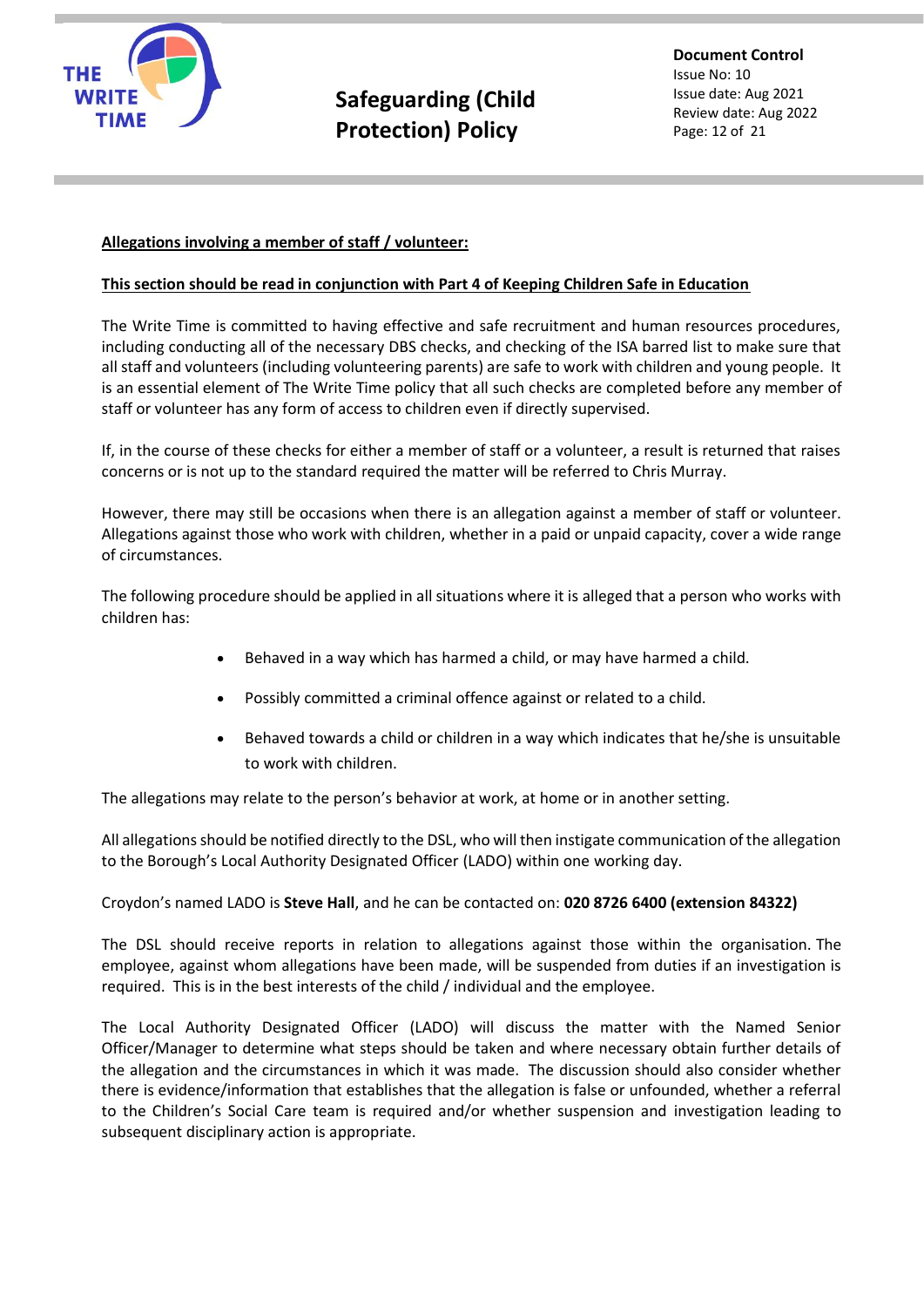**Allegations involving a member of staff / volunteer:**

**This section should be read in conjunction with Part 4 of Keeping Children Safe in Education**

The Write Time is committed to having effective and safe recruitment and human resources procedures, including conducting all of the necessary DBS checks, and checking of the ISA barred list to make sure that all staff and volunteers (including volunteering parents) are safe to work with children and young people. It is an essential element of The Write Time policy that all such checks are completed before any member of staff or volunteer has any form of access to children even if directly supervised.

If, in the course of these checks for either a member of staff or a volunteer, a result is returned that raises concerns or is not up to the standard required the matter will be referred to Chris Murray.

However, there may still be occasions when there is an allegation against a member of staff or volunteer. Allegations against those who work with children, whether in a paid or unpaid capacity, cover a wide range of circumstances.

The following procedure should be applied in all situations where it is alleged that a person who works with children has:

- Behaved in a way which has harmed a child, or may have harmed a child.
- Possibly committed a criminal offence against or related to a child.
- Behaved towards a child or children in a way which indicates that he/she is unsuitable to work with children.

The allegations may relate to the person's behavior at work, at home or in another setting.

All allegations should be notified directly to the DSL, who will then instigate communication of the allegation to the Borough's Local Authority Designated Officer (LADO) within one working day.

Croydon's named LADO is **Steve Hall**, and he can be contacted on: **020 8726 6400 (extension 84322)**

The DSL should receive reports in relation to allegations against those within the organisation. The employee, against whom allegations have been made, will be suspended from duties if an investigation is required. This is in the best interests of the child / individual and the employee.

The Local Authority Designated Officer (LADO) will discuss the matter with the Named Senior Officer/Manager to determine what steps should be taken and where necessary obtain further details of the allegation and the circumstances in which it was made. The discussion should also consider whether there is evidence/information that establishes that the allegation is false or unfounded, whether a referral to the Children's Social Care team is required and/or whether suspension and investigation leading to subsequent disciplinary action is appropriate.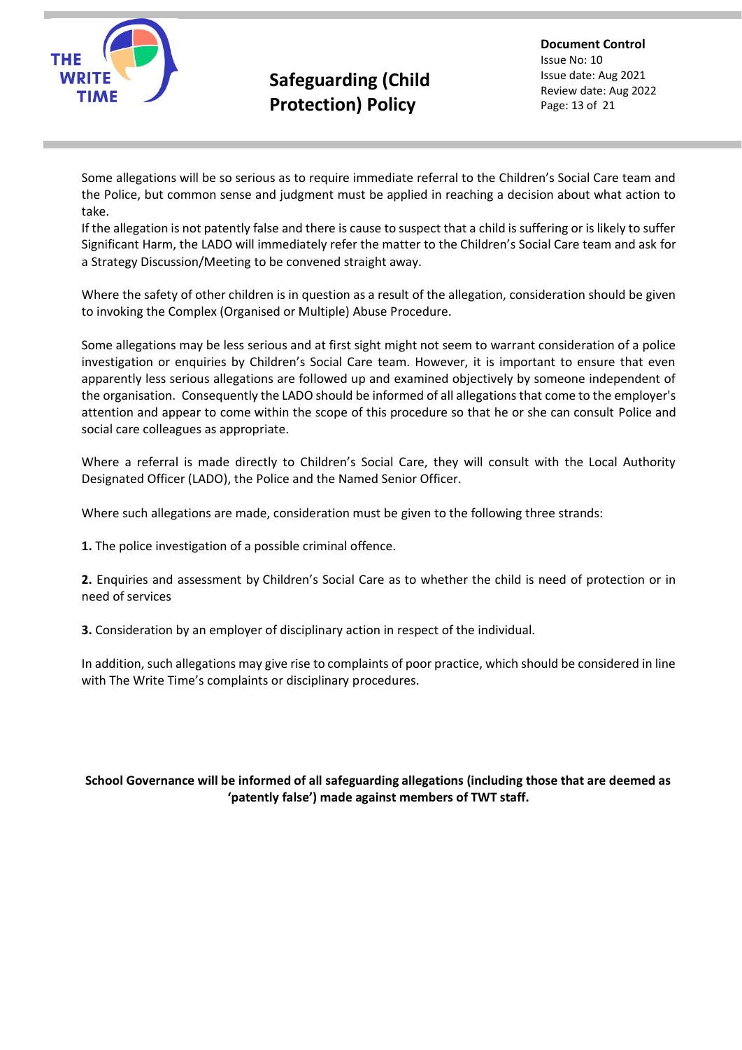Some allegations will be so serious as to require immediate referral to the Children's Social Care team and the Police, but common sense and judgment must be applied in reaching a decision about what action to take.
If the allegation is not patently false and there is cause to suspect that a child is suffering or is likely to suffer Significant Harm, the LADO will immediately refer the matter to the Children's Social Care team and ask for a Strategy Discussion/Meeting to be convened straight away.

Where the safety of other children is in question as a result of the allegation, consideration should be given to invoking the Complex (Organised or Multiple) Abuse Procedure.

Some allegations may be less serious and at first sight might not seem to warrant consideration of a police investigation or enquiries by Children's Social Care team. However, it is important to ensure that even apparently less serious allegations are followed up and examined objectively by someone independent of the organisation. Consequently the LADO should be informed of all allegations that come to the employer's attention and appear to come within the scope of this procedure so that he or she can consult Police and social care colleagues as appropriate.

Where a referral is made directly to Children's Social Care, they will consult with the Local Authority Designated Officer (LADO), the Police and the Named Senior Officer.

Where such allegations are made, consideration must be given to the following three strands:

**1.** The police investigation of a possible criminal offence.

**2.** Enquiries and assessment by Children's Social Care as to whether the child is need of protection or in need of services

**3.** Consideration by an employer of disciplinary action in respect of the individual.

In addition, such allegations may give rise to complaints of poor practice, which should be considered in line with The Write Time's complaints or disciplinary procedures.

**School Governance will be informed of all safeguarding allegations (including those that are deemed as 'patently false') made against members of TWT staff.**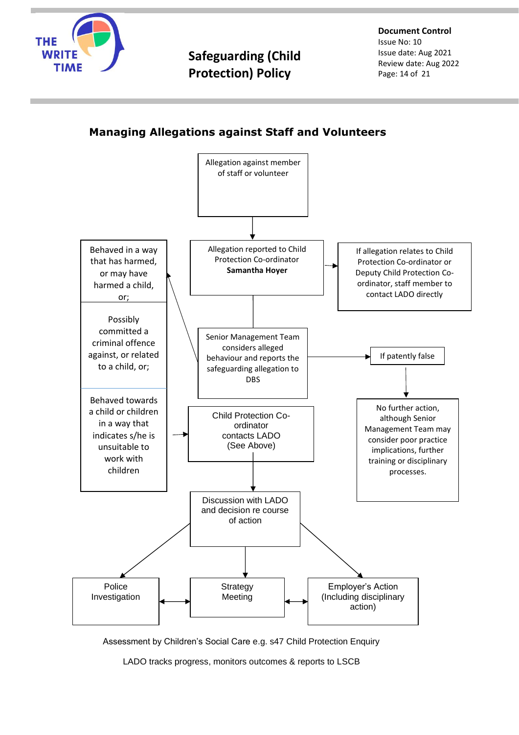## Managing Allegations against Staff and Volunteers

Allegation against member of staff or volunteer

Allegation reported to Child Protection Co-ordinator **Samantha Hoyer**

If allegation relates to Child Protection Co-ordinator or Deputy Child Protection Co-ordinator, staff member to contact LADO directly

Behaved in a way that has harmed, or may have harmed a child, or;

Possibly committed a criminal offence against, or related to a child, or;

Behaved towards a child or children in a way that indicates s/he is unsuitable to work with children

Senior Management Team considers alleged behaviour and reports the safeguarding allegation to DBS

If patently false

No further action, although Senior Management Team may consider poor practice implications, further training or disciplinary processes.

Child Protection Co-ordinator contacts LADO (See Above)

Discussion with LADO and decision re course of action

Police Investigation

Strategy Meeting

Employer's Action (Including disciplinary action)

Assessment by Children's Social Care e.g. s47 Child Protection Enquiry

LADO tracks progress, monitors outcomes & reports to LSCB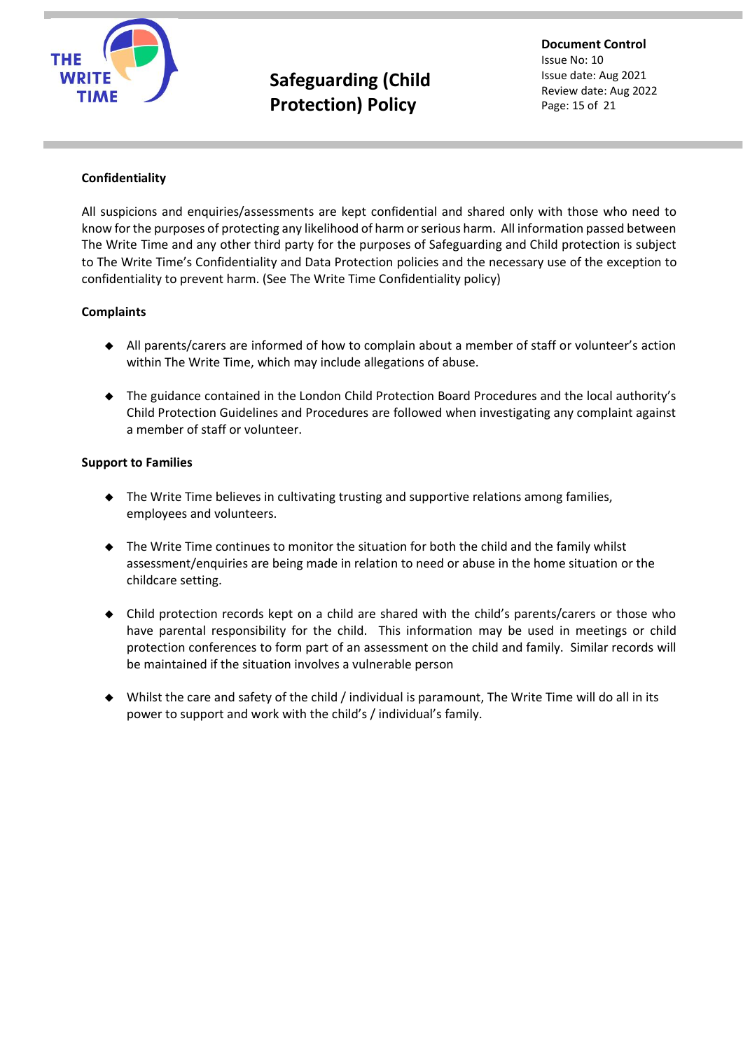**Confidentiality**

All suspicions and enquiries/assessments are kept confidential and shared only with those who need to know for the purposes of protecting any likelihood of harm or serious harm. All information passed between The Write Time and any other third party for the purposes of Safeguarding and Child protection is subject to The Write Time's Confidentiality and Data Protection policies and the necessary use of the exception to confidentiality to prevent harm. (See The Write Time Confidentiality policy)

**Complaints**

- All parents/carers are informed of how to complain about a member of staff or volunteer's action within The Write Time, which may include allegations of abuse.
- The guidance contained in the London Child Protection Board Procedures and the local authority's Child Protection Guidelines and Procedures are followed when investigating any complaint against a member of staff or volunteer.

**Support to Families**

- The Write Time believes in cultivating trusting and supportive relations among families, employees and volunteers.
- The Write Time continues to monitor the situation for both the child and the family whilst assessment/enquiries are being made in relation to need or abuse in the home situation or the childcare setting.
- Child protection records kept on a child are shared with the child's parents/carers or those who have parental responsibility for the child. This information may be used in meetings or child protection conferences to form part of an assessment on the child and family. Similar records will be maintained if the situation involves a vulnerable person
- Whilst the care and safety of the child / individual is paramount, The Write Time will do all in its power to support and work with the child's / individual's family.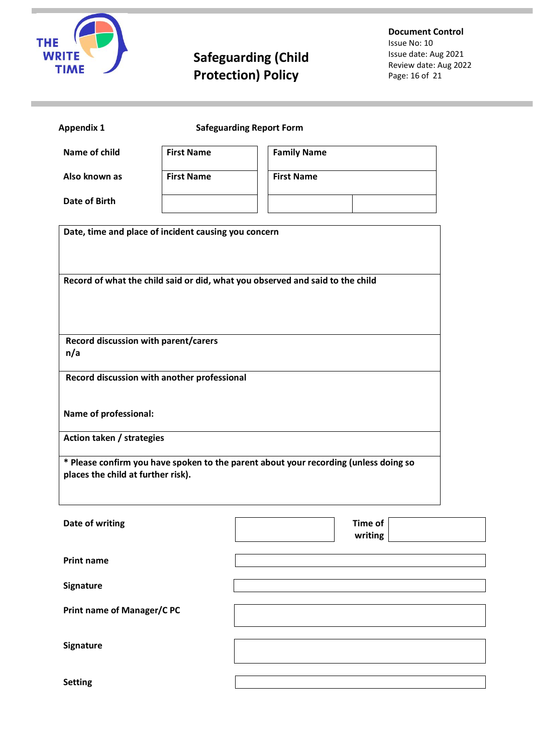**Appendix 1** **Safeguarding Report Form**

| | | |
|---|---|---|
| **Name of child** | **First Name** | **Family Name** |
| **Also known as** | **First Name** | **First Name** |
| **Date of Birth** | | |

| |
|---|
| **Date, time and place of incident causing you concern** |
| **Record of what the child said or did, what you observed and said to the child** |
| **Record discussion with parent/carers**<br>**n/a** |
| **Record discussion with another professional**<br><br>**Name of professional:** |
| **Action taken / strategies** |
| **\* Please confirm you have spoken to the parent about your recording (unless doing so places the child at further risk).** |

| | | | |
|---|---|---|---|
| **Date of writing** | | **Time of writing** | |
| **Print name** | | | |
| **Signature** | | | |
| **Print name of Manager/C PC** | | | |
| **Signature** | | | |
| **Setting** | | | |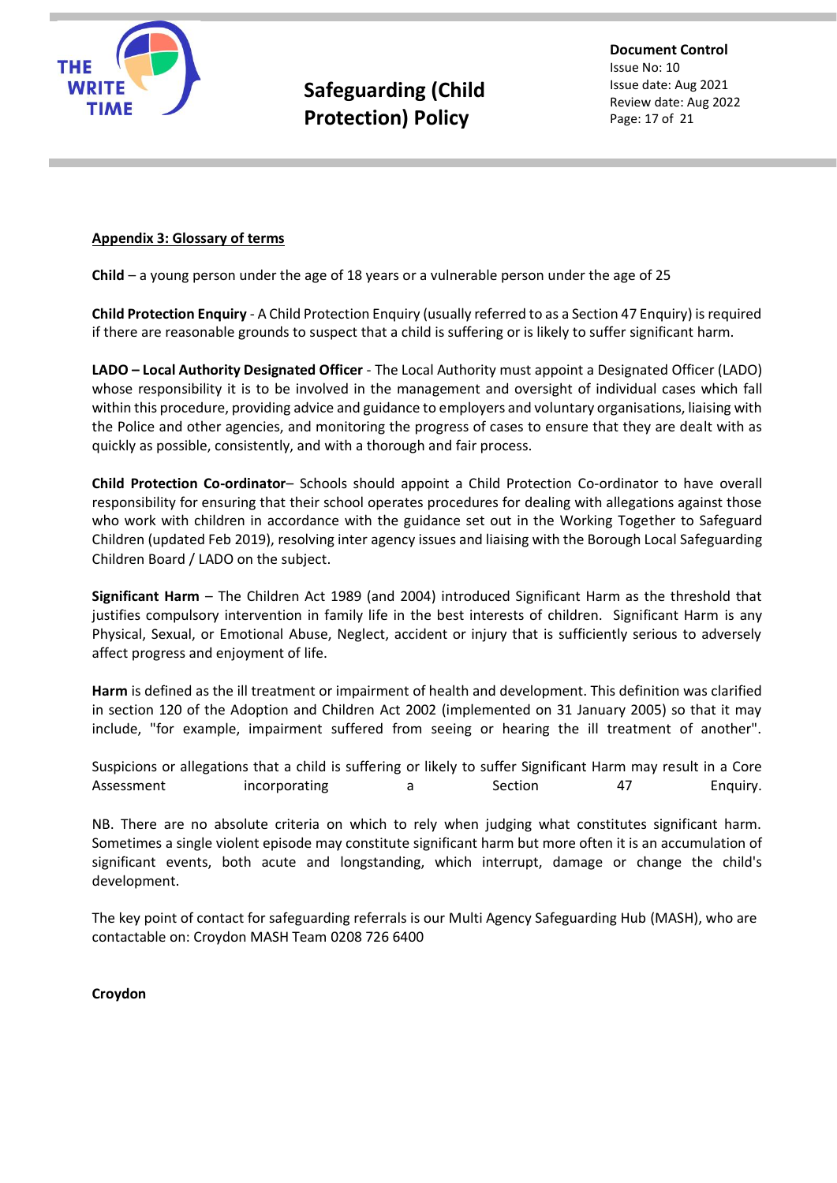**Appendix 3: Glossary of terms**

**Child** – a young person under the age of 18 years or a vulnerable person under the age of 25

**Child Protection Enquiry** - A Child Protection Enquiry (usually referred to as a Section 47 Enquiry) is required if there are reasonable grounds to suspect that a child is suffering or is likely to suffer significant harm.

**LADO – Local Authority Designated Officer** - The Local Authority must appoint a Designated Officer (LADO) whose responsibility it is to be involved in the management and oversight of individual cases which fall within this procedure, providing advice and guidance to employers and voluntary organisations, liaising with the Police and other agencies, and monitoring the progress of cases to ensure that they are dealt with as quickly as possible, consistently, and with a thorough and fair process.

**Child Protection Co-ordinator**– Schools should appoint a Child Protection Co-ordinator to have overall responsibility for ensuring that their school operates procedures for dealing with allegations against those who work with children in accordance with the guidance set out in the Working Together to Safeguard Children (updated Feb 2019), resolving inter agency issues and liaising with the Borough Local Safeguarding Children Board / LADO on the subject.

**Significant Harm** – The Children Act 1989 (and 2004) introduced Significant Harm as the threshold that justifies compulsory intervention in family life in the best interests of children. Significant Harm is any Physical, Sexual, or Emotional Abuse, Neglect, accident or injury that is sufficiently serious to adversely affect progress and enjoyment of life.

**Harm** is defined as the ill treatment or impairment of health and development. This definition was clarified in section 120 of the Adoption and Children Act 2002 (implemented on 31 January 2005) so that it may include, "for example, impairment suffered from seeing or hearing the ill treatment of another".

Suspicions or allegations that a child is suffering or likely to suffer Significant Harm may result in a Core Assessment incorporating a Section 47 Enquiry.

NB. There are no absolute criteria on which to rely when judging what constitutes significant harm. Sometimes a single violent episode may constitute significant harm but more often it is an accumulation of significant events, both acute and longstanding, which interrupt, damage or change the child's development.

The key point of contact for safeguarding referrals is our Multi Agency Safeguarding Hub (MASH), who are contactable on: Croydon MASH Team 0208 726 6400

**Croydon**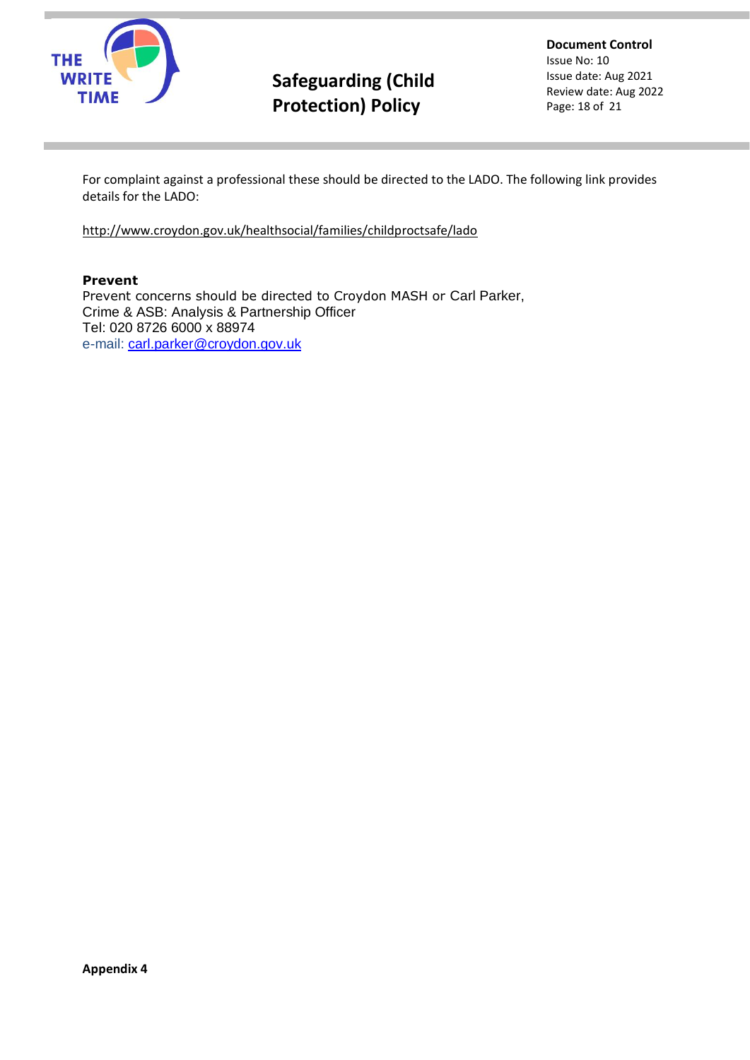For complaint against a professional these should be directed to the LADO. The following link provides details for the LADO:

http://www.croydon.gov.uk/healthsocial/families/childproctsafe/lado

**Prevent**

Prevent concerns should be directed to Croydon MASH or Carl Parker,
Crime & ASB: Analysis & Partnership Officer
Tel: 020 8726 6000 x 88974
e-mail: carl.parker@croydon.gov.uk

**Appendix 4**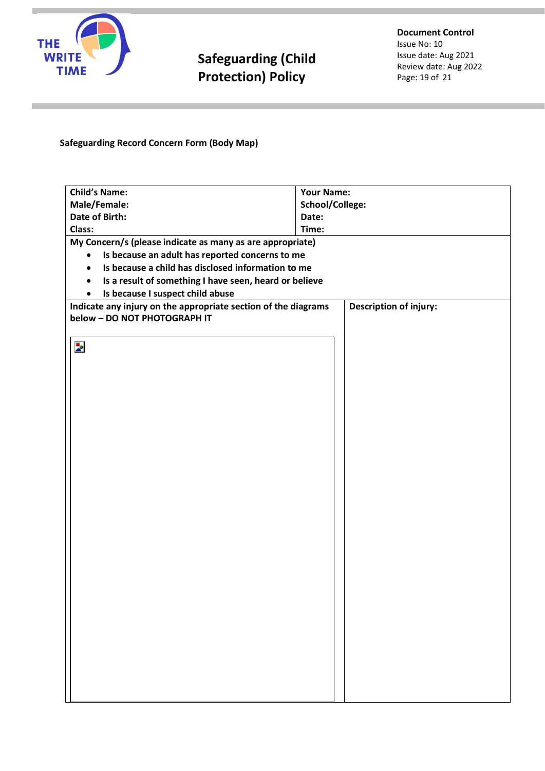**Safeguarding Record Concern Form (Body Map)**

| Child's Name:<br>Male/Female:<br>Date of Birth:<br>Class: | Your Name:<br>School/College:<br>Date:<br>Time: |
|---|---|
| **My Concern/s (please indicate as many as are appropriate)**<br>• Is because an adult has reported concerns to me<br>• Is because a child has disclosed information to me<br>• Is a result of something I have seen, heard or believe<br>• Is because I suspect child abuse | |
| **Indicate any injury on the appropriate section of the diagrams below – DO NOT PHOTOGRAPH IT** | **Description of injury:** |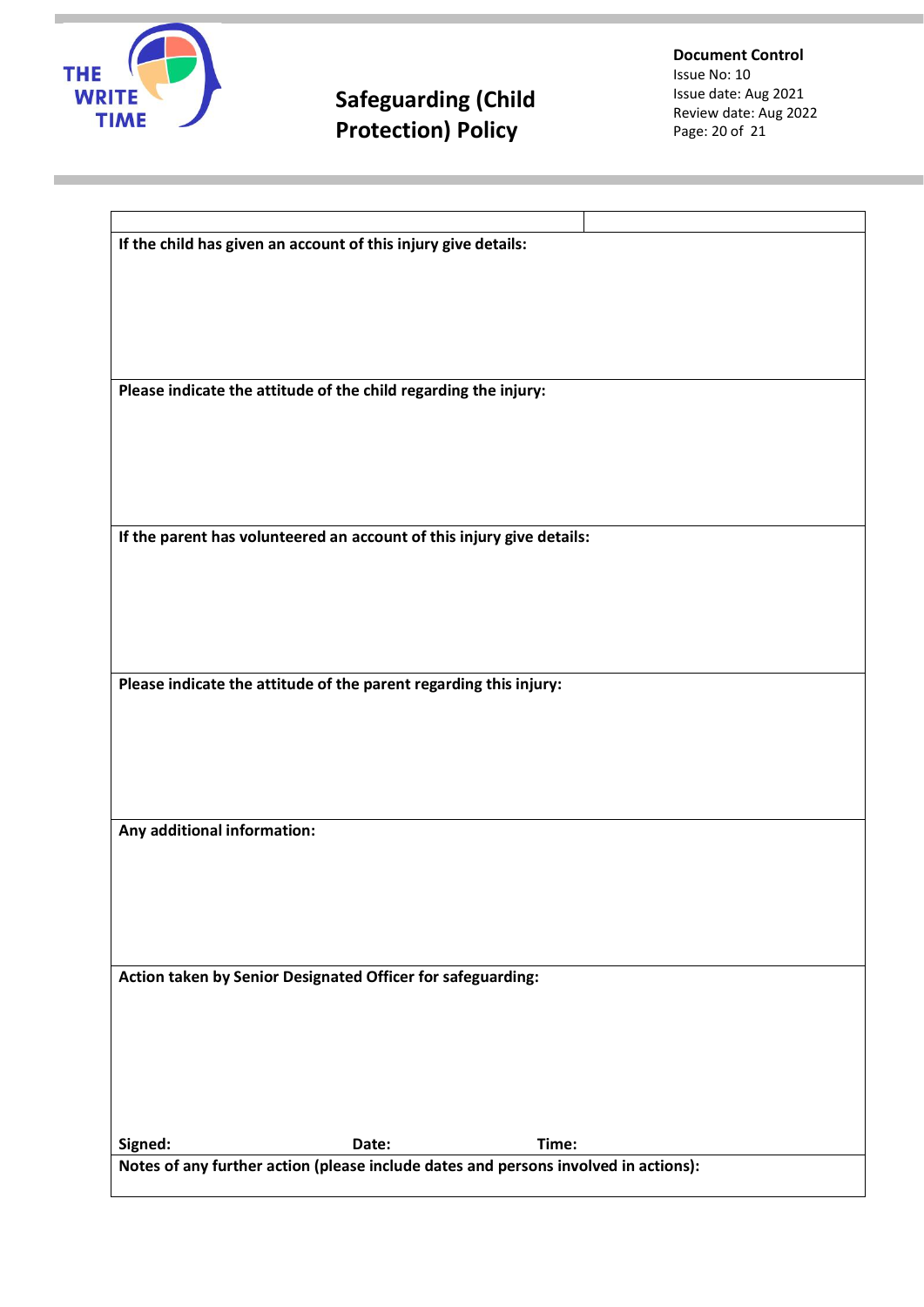| | |
|---|---|
| **If the child has given an account of this injury give details:** | |
| **Please indicate the attitude of the child regarding the injury:** | |
| **If the parent has volunteered an account of this injury give details:** | |
| **Please indicate the attitude of the parent regarding this injury:** | |
| **Any additional information:** | |
| **Action taken by Senior Designated Officer for safeguarding:**<br><br>**Signed:** **Date:** **Time:** | |
| **Notes of any further action (please include dates and persons involved in actions):** | |